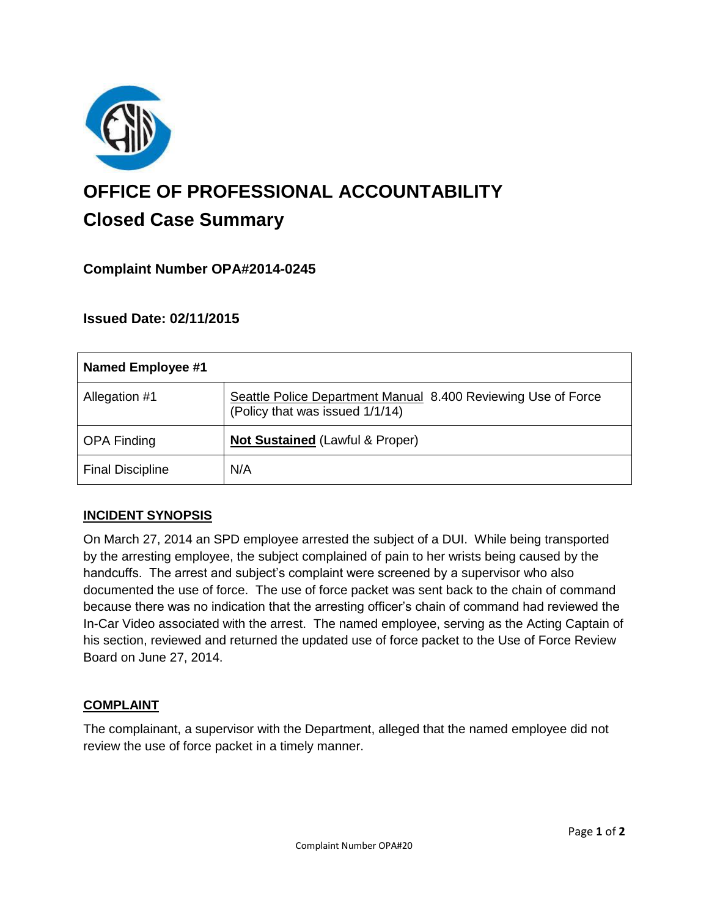# OFFICE OF PROFESSIONAL ACCOUNTABILITY

## Closed Case Summary

### Complaint Number OPA#2014-0245

### Issued Date: 02/11/2015

| Named Employee #1 | |
|---|---|
| Allegation #1 | Seattle Police Department Manual 8.400 Reviewing Use of Force (Policy that was issued 1/1/14) |
| OPA Finding | **Not Sustained** (Lawful & Proper) |
| Final Discipline | N/A |

**INCIDENT SYNOPSIS**

On March 27, 2014 an SPD employee arrested the subject of a DUI. While being transported by the arresting employee, the subject complained of pain to her wrists being caused by the handcuffs. The arrest and subject's complaint were screened by a supervisor who also documented the use of force. The use of force packet was sent back to the chain of command because there was no indication that the arresting officer's chain of command had reviewed the In-Car Video associated with the arrest. The named employee, serving as the Acting Captain of his section, reviewed and returned the updated use of force packet to the Use of Force Review Board on June 27, 2014.

**COMPLAINT**

The complainant, a supervisor with the Department, alleged that the named employee did not review the use of force packet in a timely manner.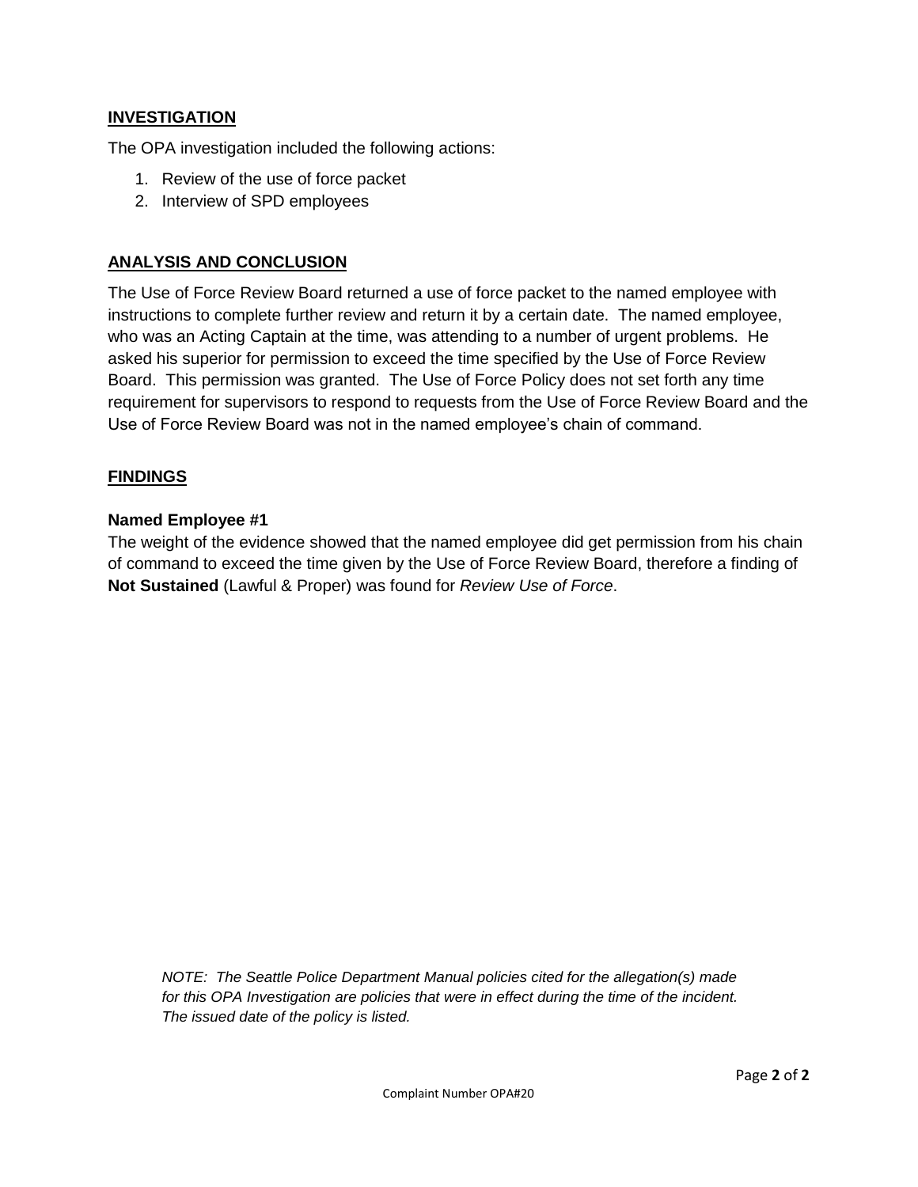## INVESTIGATION

The OPA investigation included the following actions:

1. Review of the use of force packet
2. Interview of SPD employees

## ANALYSIS AND CONCLUSION

The Use of Force Review Board returned a use of force packet to the named employee with instructions to complete further review and return it by a certain date. The named employee, who was an Acting Captain at the time, was attending to a number of urgent problems. He asked his superior for permission to exceed the time specified by the Use of Force Review Board. This permission was granted. The Use of Force Policy does not set forth any time requirement for supervisors to respond to requests from the Use of Force Review Board and the Use of Force Review Board was not in the named employee's chain of command.

## FINDINGS

**Named Employee #1**

The weight of the evidence showed that the named employee did get permission from his chain of command to exceed the time given by the Use of Force Review Board, therefore a finding of **Not Sustained** (Lawful & Proper) was found for *Review Use of Force*.

*NOTE: The Seattle Police Department Manual policies cited for the allegation(s) made for this OPA Investigation are policies that were in effect during the time of the incident. The issued date of the policy is listed.*

Complaint Number OPA#20